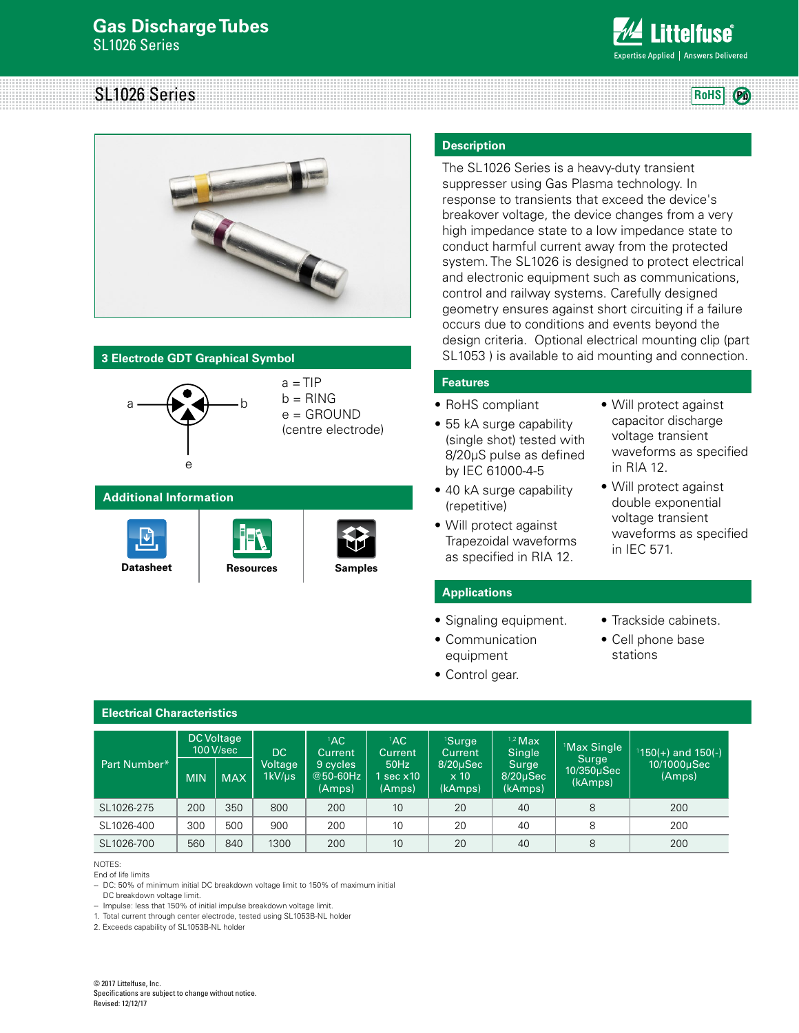# Gas Discharge Tubes
SL1026 Series

## SL1026 Series

### 3 Electrode GDT Graphical Symbol

a = TIP
b = RING
e = GROUND
(centre electrode)

### Additional Information

Datasheet | Resources | Samples

### Description

The SL1026 Series is a heavy-duty transient suppresser using Gas Plasma technology. In response to transients that exceed the device's breakover voltage, the device changes from a very high impedance state to a low impedance state to conduct harmful current away from the protected system. The SL1026 is designed to protect electrical and electronic equipment such as communications, control and railway systems. Carefully designed geometry ensures against short circuiting if a failure occurs due to conditions and events beyond the design criteria. Optional electrical mounting clip (part SL1053 ) is available to aid mounting and connection.

### Features

- RoHS compliant
- 55 kA surge capability (single shot) tested with 8/20µS pulse as defined by IEC 61000-4-5
- 40 kA surge capability (repetitive)
- Will protect against Trapezoidal waveforms as specified in RIA 12.
- Will protect against capacitor discharge voltage transient waveforms as specified in RIA 12.
- Will protect against double exponential voltage transient waveforms as specified in IEC 571.

### Applications

- Signaling equipment.
- Communication equipment
- Control gear.
- Trackside cabinets.
- Cell phone base stations

### Electrical Characteristics

| Part Number* | DC Voltage 100 V/sec | | DC Voltage 1kV/µs | [1]AC Current 9 cycles @50-60Hz (Amps) | [1]AC Current 50Hz 1 sec x10 (Amps) | [1]Surge Current 8/20µSec x 10 (kAmps) | [1,2]Max Single Surge 8/20µSec (kAmps) | [1]Max Single Surge 10/350µSec (kAmps) | [1]150(+) and 150(-) 10/1000µSec (Amps) |
|---|---|---|---|---|---|---|---|---|---|
| | MIN | MAX | | | | | | | |
| SL1026-275 | 200 | 350 | 800 | 200 | 10 | 20 | 40 | 8 | 200 |
| SL1026-400 | 300 | 500 | 900 | 200 | 10 | 20 | 40 | 8 | 200 |
| SL1026-700 | 560 | 840 | 1300 | 200 | 10 | 20 | 40 | 8 | 200 |

NOTES:
End of life limits
– DC: 50% of minimum initial DC breakdown voltage limit to 150% of maximum initial DC breakdown voltage limit.
– Impulse: less that 150% of initial impulse breakdown voltage limit.
1. Total current through center electrode, tested using SL1053B-NL holder
2. Exceeds capability of SL1053B-NL holder

© 2017 Littelfuse, Inc.
Specifications are subject to change without notice.
Revised: 12/12/17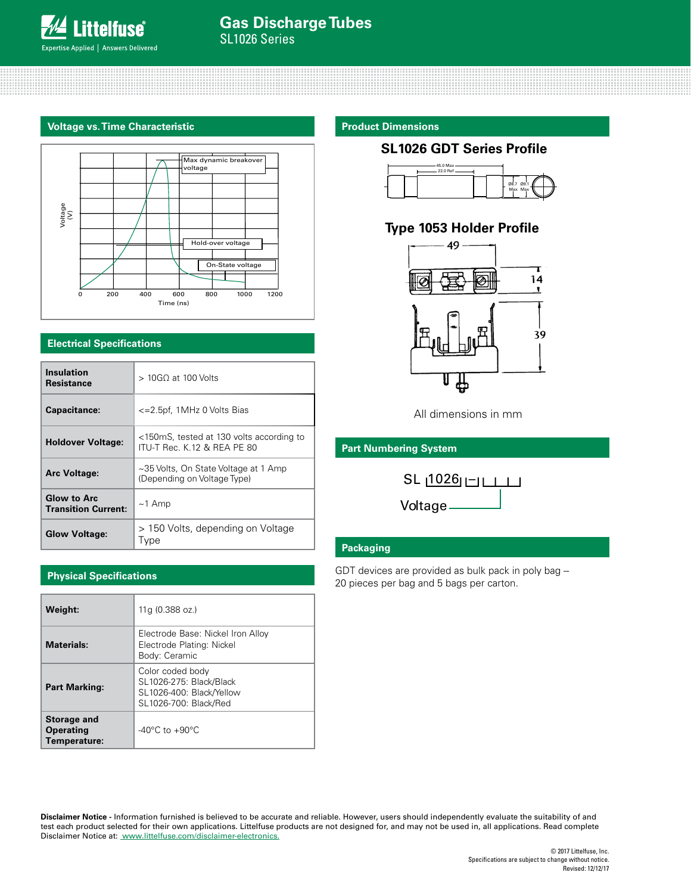## Voltage vs. Time Characteristic

Max dynamic breakover voltage

Hold-over voltage

On-State voltage

Voltage (V)

0 200 400 600 800 1000 1200

Time (ns)

## Electrical Specifications

| | |
|---|---|
| **Insulation Resistance** | > 10GΩ at 100 Volts |
| **Capacitance:** | <=2.5pf, 1MHz 0 Volts Bias |
| **Holdover Voltage:** | <150mS, tested at 130 volts according to ITU-T Rec. K.12 & REA PE 80 |
| **Arc Voltage:** | ~35 Volts, On State Voltage at 1 Amp (Depending on Voltage Type) |
| **Glow to Arc Transition Current:** | ~1 Amp |
| **Glow Voltage:** | > 150 Volts, depending on Voltage Type |

## Physical Specifications

| | |
|---|---|
| **Weight:** | 11g (0.388 oz.) |
| **Materials:** | Electrode Base: Nickel Iron Alloy<br>Electrode Plating: Nickel<br>Body: Ceramic |
| **Part Marking:** | Color coded body<br>SL1026-275: Black/Black<br>SL1026-400: Black/Yellow<br>SL1026-700: Black/Red |
| **Storage and Operating Temperature:** | -40°C to +90°C |

## Product Dimensions

### SL1026 GDT Series Profile

45.0 Max

22.0 Ref

Ø8.7 Max

Ø9.1 Max

### Type 1053 Holder Profile

49

14

39

All dimensions in mm

## Part Numbering System

SL 1026 – _ _ _

Voltage

## Packaging

GDT devices are provided as bulk pack in poly bag – 20 pieces per bag and 5 bags per carton.

**Disclaimer Notice** - Information furnished is believed to be accurate and reliable. However, users should independently evaluate the suitability of and test each product selected for their own applications. Littelfuse products are not designed for, and may not be used in, all applications. Read complete Disclaimer Notice at: www.littelfuse.com/disclaimer-electronics.